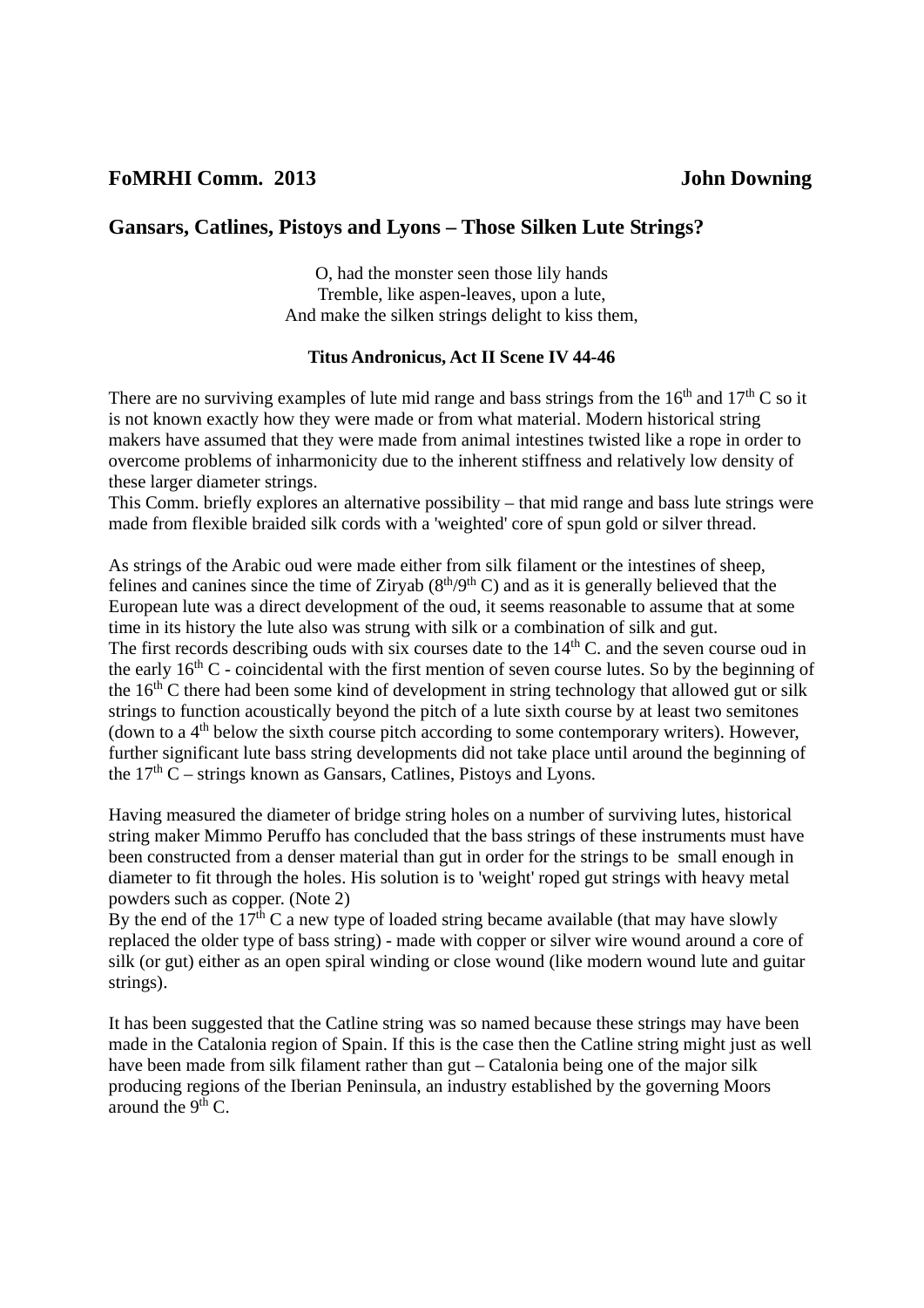**FoMRHI Comm. 2013** **John Downing**

## Gansars, Catlines, Pistoys and Lyons – Those Silken Lute Strings?

O, had the monster seen those lily hands  
Tremble, like aspen-leaves, upon a lute,  
And make the silken strings delight to kiss them,

**Titus Andronicus, Act II Scene IV 44-46**

There are no surviving examples of lute mid range and bass strings from the 16th and 17th C so it is not known exactly how they were made or from what material. Modern historical string makers have assumed that they were made from animal intestines twisted like a rope in order to overcome problems of inharmonicity due to the inherent stiffness and relatively low density of these larger diameter strings.
This Comm. briefly explores an alternative possibility – that mid range and bass lute strings were made from flexible braided silk cords with a 'weighted' core of spun gold or silver thread.

As strings of the Arabic oud were made either from silk filament or the intestines of sheep, felines and canines since the time of Ziryab (8th/9th C) and as it is generally believed that the European lute was a direct development of the oud, it seems reasonable to assume that at some time in its history the lute also was strung with silk or a combination of silk and gut.
The first records describing ouds with six courses date to the 14th C. and the seven course oud in the early 16th C - coincidental with the first mention of seven course lutes. So by the beginning of the 16th C there had been some kind of development in string technology that allowed gut or silk strings to function acoustically beyond the pitch of a lute sixth course by at least two semitones (down to a 4th below the sixth course pitch according to some contemporary writers). However, further significant lute bass string developments did not take place until around the beginning of the 17th C – strings known as Gansars, Catlines, Pistoys and Lyons.

Having measured the diameter of bridge string holes on a number of surviving lutes, historical string maker Mimmo Peruffo has concluded that the bass strings of these instruments must have been constructed from a denser material than gut in order for the strings to be small enough in diameter to fit through the holes. His solution is to 'weight' roped gut strings with heavy metal powders such as copper. (Note 2)
By the end of the 17th C a new type of loaded string became available (that may have slowly replaced the older type of bass string) - made with copper or silver wire wound around a core of silk (or gut) either as an open spiral winding or close wound (like modern wound lute and guitar strings).

It has been suggested that the Catline string was so named because these strings may have been made in the Catalonia region of Spain. If this is the case then the Catline string might just as well have been made from silk filament rather than gut – Catalonia being one of the major silk producing regions of the Iberian Peninsula, an industry established by the governing Moors around the 9th C.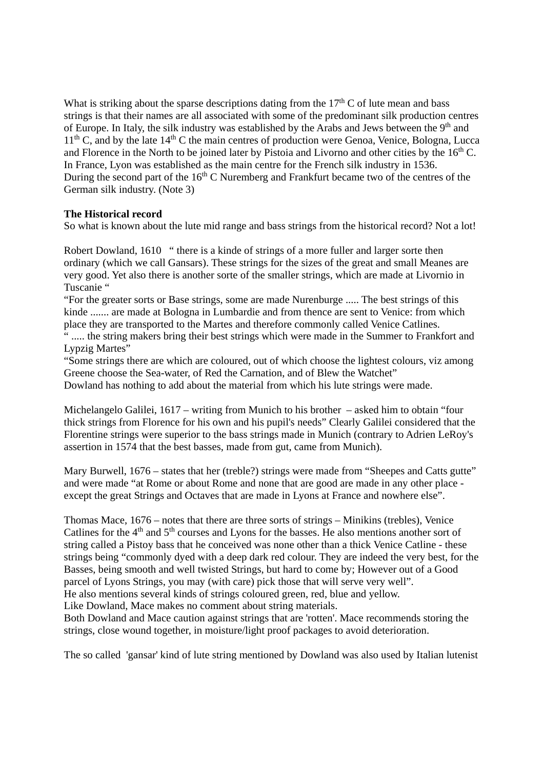What is striking about the sparse descriptions dating from the 17th C of lute mean and bass strings is that their names are all associated with some of the predominant silk production centres of Europe. In Italy, the silk industry was established by the Arabs and Jews between the 9th and 11th C, and by the late 14th C the main centres of production were Genoa, Venice, Bologna, Lucca and Florence in the North to be joined later by Pistoia and Livorno and other cities by the 16th C. In France, Lyon was established as the main centre for the French silk industry in 1536. During the second part of the 16th C Nuremberg and Frankfurt became two of the centres of the German silk industry. (Note 3)

**The Historical record**

So what is known about the lute mid range and bass strings from the historical record? Not a lot!

Robert Dowland, 1610 " there is a kinde of strings of a more fuller and larger sorte then ordinary (which we call Gansars). These strings for the sizes of the great and small Meanes are very good. Yet also there is another sorte of the smaller strings, which are made at Livornio in Tuscanie "

"For the greater sorts or Base strings, some are made Nurenburge ..... The best strings of this kinde ....... are made at Bologna in Lumbardie and from thence are sent to Venice: from which place they are transported to the Martes and therefore commonly called Venice Catlines.

" ..... the string makers bring their best strings which were made in the Summer to Frankfort and Lypzig Martes"

"Some strings there are which are coloured, out of which choose the lightest colours, viz among Greene choose the Sea-water, of Red the Carnation, and of Blew the Watchet"

Dowland has nothing to add about the material from which his lute strings were made.

Michelangelo Galilei, 1617 – writing from Munich to his brother – asked him to obtain "four thick strings from Florence for his own and his pupil's needs" Clearly Galilei considered that the Florentine strings were superior to the bass strings made in Munich (contrary to Adrien LeRoy's assertion in 1574 that the best basses, made from gut, came from Munich).

Mary Burwell, 1676 – states that her (treble?) strings were made from "Sheepes and Catts gutte" and were made "at Rome or about Rome and none that are good are made in any other place - except the great Strings and Octaves that are made in Lyons at France and nowhere else".

Thomas Mace, 1676 – notes that there are three sorts of strings – Minikins (trebles), Venice Catlines for the 4th and 5th courses and Lyons for the basses. He also mentions another sort of string called a Pistoy bass that he conceived was none other than a thick Venice Catline - these strings being "commonly dyed with a deep dark red colour. They are indeed the very best, for the Basses, being smooth and well twisted Strings, but hard to come by; However out of a Good parcel of Lyons Strings, you may (with care) pick those that will serve very well".

He also mentions several kinds of strings coloured green, red, blue and yellow.

Like Dowland, Mace makes no comment about string materials.

Both Dowland and Mace caution against strings that are 'rotten'. Mace recommends storing the strings, close wound together, in moisture/light proof packages to avoid deterioration.

The so called 'gansar' kind of lute string mentioned by Dowland was also used by Italian lutenist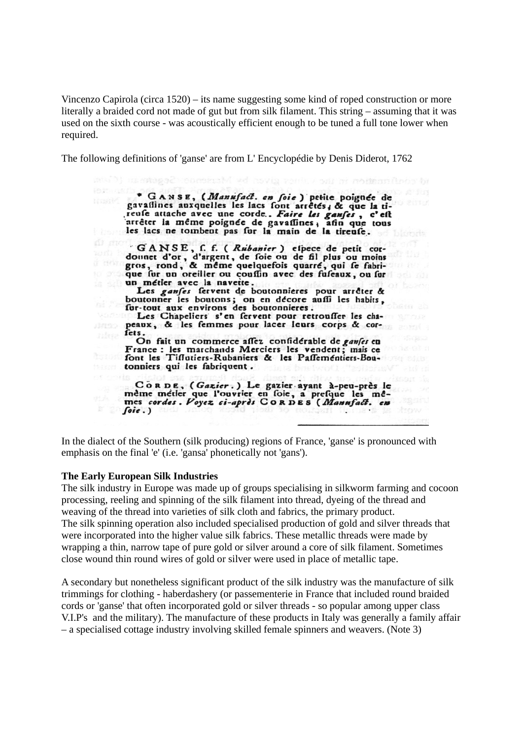Vincenzo Capirola (circa 1520) – its name suggesting some kind of roped construction or more literally a braided cord not made of gut but from silk filament. This string – assuming that it was used on the sixth course - was acoustically efficient enough to be tuned a full tone lower when required.

The following definitions of 'ganse' are from L' Encyclopédie by Denis Diderot, 1762

\* GANSE, (*Manufact. en soie*) petite poignée de gavassines auxquelles les lacs sont arrêtés, & que la tireuse attache avec une corde. *Faire les ganses*, c'est arrêter la même poignée de gavassines, afin que tous les lacs ne tombent pas sur la main de la tireuse.

GANSE, s. f. (*Rubanier*) espece de petit cordonnet d'or, d'argent, de soie ou de fil plus ou moins gros, rond, & même quelquefois quarré, qui se fabrique sur un oreiller ou coussin avec des fuseaux, ou sur un métier avec la navette.

Les *ganses* servent de boutonnieres pour arrêter & boutonner les boutons; on en décore aussi les habits, sur-tout aux environs des boutonnieres.

Les Chapeliers s'en servent pour retrousser les chapeaux, & les femmes pour lacer leurs corps & corsets.

On fait un commerce assez considérable de *ganses* en France : les marchands Merciers les vendent; mais ce sont les Tissutiers-Rubaniers & les Passementiers-Boutonniers qui les fabriquent.

CORDE, (*Gazier*.) Le gazier ayant à-peu-près le même métier que l'ouvrier en soie, a presque les mêmes *cordes*. *Voyez ci-après* CORDES (*Manufact. en soie*.)

In the dialect of the Southern (silk producing) regions of France, 'ganse' is pronounced with emphasis on the final 'e' (i.e. 'gansa' phonetically not 'gans').

**The Early European Silk Industries**

The silk industry in Europe was made up of groups specialising in silkworm farming and cocoon processing, reeling and spinning of the silk filament into thread, dyeing of the thread and weaving of the thread into varieties of silk cloth and fabrics, the primary product.

The silk spinning operation also included specialised production of gold and silver threads that were incorporated into the higher value silk fabrics. These metallic threads were made by wrapping a thin, narrow tape of pure gold or silver around a core of silk filament. Sometimes close wound thin round wires of gold or silver were used in place of metallic tape.

A secondary but nonetheless significant product of the silk industry was the manufacture of silk trimmings for clothing - haberdashery (or passementerie in France that included round braided cords or 'ganse' that often incorporated gold or silver threads - so popular among upper class V.I.P's and the military). The manufacture of these products in Italy was generally a family affair – a specialised cottage industry involving skilled female spinners and weavers. (Note 3)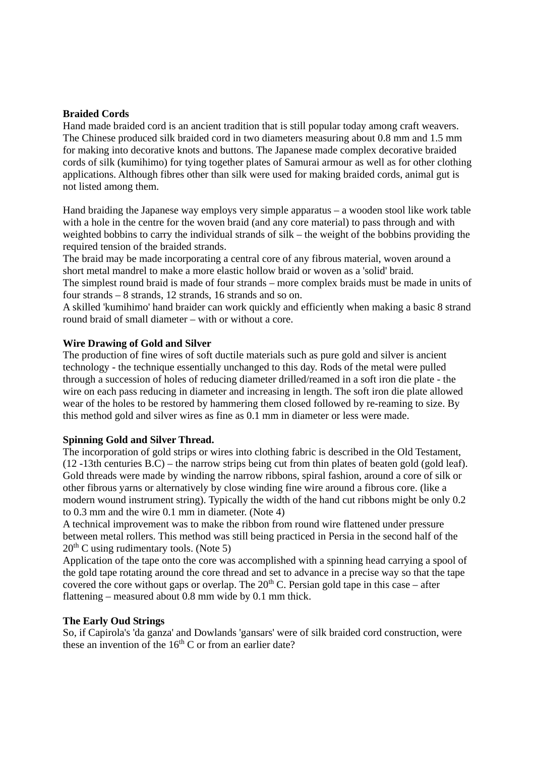**Braided Cords**

Hand made braided cord is an ancient tradition that is still popular today among craft weavers. The Chinese produced silk braided cord in two diameters measuring about 0.8 mm and 1.5 mm for making into decorative knots and buttons. The Japanese made complex decorative braided cords of silk (kumihimo) for tying together plates of Samurai armour as well as for other clothing applications. Although fibres other than silk were used for making braided cords, animal gut is not listed among them.

Hand braiding the Japanese way employs very simple apparatus – a wooden stool like work table with a hole in the centre for the woven braid (and any core material) to pass through and with weighted bobbins to carry the individual strands of silk – the weight of the bobbins providing the required tension of the braided strands.

The braid may be made incorporating a central core of any fibrous material, woven around a short metal mandrel to make a more elastic hollow braid or woven as a 'solid' braid.

The simplest round braid is made of four strands – more complex braids must be made in units of four strands – 8 strands, 12 strands, 16 strands and so on.

A skilled 'kumihimo' hand braider can work quickly and efficiently when making a basic 8 strand round braid of small diameter – with or without a core.

**Wire Drawing of Gold and Silver**

The production of fine wires of soft ductile materials such as pure gold and silver is ancient technology - the technique essentially unchanged to this day. Rods of the metal were pulled through a succession of holes of reducing diameter drilled/reamed in a soft iron die plate - the wire on each pass reducing in diameter and increasing in length. The soft iron die plate allowed wear of the holes to be restored by hammering them closed followed by re-reaming to size. By this method gold and silver wires as fine as 0.1 mm in diameter or less were made.

**Spinning Gold and Silver Thread.**

The incorporation of gold strips or wires into clothing fabric is described in the Old Testament, (12 -13th centuries B.C) – the narrow strips being cut from thin plates of beaten gold (gold leaf). Gold threads were made by winding the narrow ribbons, spiral fashion, around a core of silk or other fibrous yarns or alternatively by close winding fine wire around a fibrous core. (like a modern wound instrument string). Typically the width of the hand cut ribbons might be only 0.2 to 0.3 mm and the wire 0.1 mm in diameter. (Note 4)

A technical improvement was to make the ribbon from round wire flattened under pressure between metal rollers. This method was still being practiced in Persia in the second half of the 20th C using rudimentary tools. (Note 5)

Application of the tape onto the core was accomplished with a spinning head carrying a spool of the gold tape rotating around the core thread and set to advance in a precise way so that the tape covered the core without gaps or overlap. The 20th C. Persian gold tape in this case – after flattening – measured about 0.8 mm wide by 0.1 mm thick.

**The Early Oud Strings**

So, if Capirola's 'da ganza' and Dowlands 'gansars' were of silk braided cord construction, were these an invention of the 16th C or from an earlier date?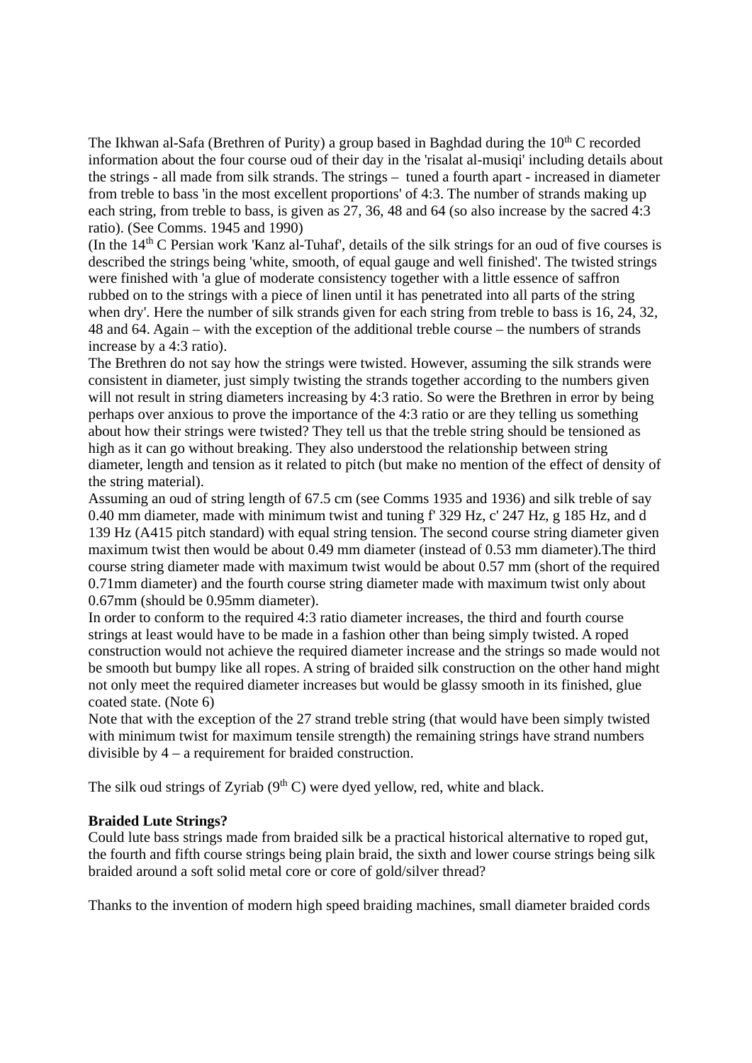The Ikhwan al-Safa (Brethren of Purity) a group based in Baghdad during the 10th C recorded information about the four course oud of their day in the 'risalat al-musiqi' including details about the strings - all made from silk strands. The strings – tuned a fourth apart - increased in diameter from treble to bass 'in the most excellent proportions' of 4:3. The number of strands making up each string, from treble to bass, is given as 27, 36, 48 and 64 (so also increase by the sacred 4:3 ratio). (See Comms. 1945 and 1990)

(In the 14th C Persian work 'Kanz al-Tuhaf', details of the silk strings for an oud of five courses is described the strings being 'white, smooth, of equal gauge and well finished'. The twisted strings were finished with 'a glue of moderate consistency together with a little essence of saffron rubbed on to the strings with a piece of linen until it has penetrated into all parts of the string when dry'. Here the number of silk strands given for each string from treble to bass is 16, 24, 32, 48 and 64. Again – with the exception of the additional treble course – the numbers of strands increase by a 4:3 ratio).

The Brethren do not say how the strings were twisted. However, assuming the silk strands were consistent in diameter, just simply twisting the strands together according to the numbers given will not result in string diameters increasing by 4:3 ratio. So were the Brethren in error by being perhaps over anxious to prove the importance of the 4:3 ratio or are they telling us something about how their strings were twisted? They tell us that the treble string should be tensioned as high as it can go without breaking. They also understood the relationship between string diameter, length and tension as it related to pitch (but make no mention of the effect of density of the string material).

Assuming an oud of string length of 67.5 cm (see Comms 1935 and 1936) and silk treble of say 0.40 mm diameter, made with minimum twist and tuning f' 329 Hz, c' 247 Hz, g 185 Hz, and d 139 Hz (A415 pitch standard) with equal string tension. The second course string diameter given maximum twist then would be about 0.49 mm diameter (instead of 0.53 mm diameter).The third course string diameter made with maximum twist would be about 0.57 mm (short of the required 0.71mm diameter) and the fourth course string diameter made with maximum twist only about 0.67mm (should be 0.95mm diameter).

In order to conform to the required 4:3 ratio diameter increases, the third and fourth course strings at least would have to be made in a fashion other than being simply twisted. A roped construction would not achieve the required diameter increase and the strings so made would not be smooth but bumpy like all ropes. A string of braided silk construction on the other hand might not only meet the required diameter increases but would be glassy smooth in its finished, glue coated state. (Note 6)

Note that with the exception of the 27 strand treble string (that would have been simply twisted with minimum twist for maximum tensile strength) the remaining strings have strand numbers divisible by 4 – a requirement for braided construction.

The silk oud strings of Zyriab (9th C) were dyed yellow, red, white and black.

**Braided Lute Strings?**

Could lute bass strings made from braided silk be a practical historical alternative to roped gut, the fourth and fifth course strings being plain braid, the sixth and lower course strings being silk braided around a soft solid metal core or core of gold/silver thread?

Thanks to the invention of modern high speed braiding machines, small diameter braided cords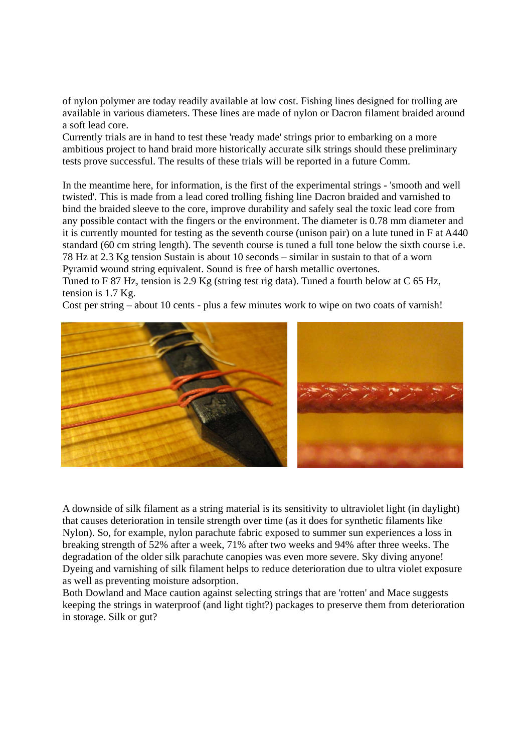of nylon polymer are today readily available at low cost. Fishing lines designed for trolling are available in various diameters. These lines are made of nylon or Dacron filament braided around a soft lead core.
Currently trials are in hand to test these 'ready made' strings prior to embarking on a more ambitious project to hand braid more historically accurate silk strings should these preliminary tests prove successful. The results of these trials will be reported in a future Comm.

In the meantime here, for information, is the first of the experimental strings - 'smooth and well twisted'. This is made from a lead cored trolling fishing line Dacron braided and varnished to bind the braided sleeve to the core, improve durability and safely seal the toxic lead core from any possible contact with the fingers or the environment. The diameter is 0.78 mm diameter and it is currently mounted for testing as the seventh course (unison pair) on a lute tuned in F at A440 standard (60 cm string length). The seventh course is tuned a full tone below the sixth course i.e. 78 Hz at 2.3 Kg tension Sustain is about 10 seconds – similar in sustain to that of a worn Pyramid wound string equivalent. Sound is free of harsh metallic overtones.
Tuned to F 87 Hz, tension is 2.9 Kg (string test rig data). Tuned a fourth below at C 65 Hz, tension is 1.7 Kg.
Cost per string – about 10 cents - plus a few minutes work to wipe on two coats of varnish!

A downside of silk filament as a string material is its sensitivity to ultraviolet light (in daylight) that causes deterioration in tensile strength over time (as it does for synthetic filaments like Nylon). So, for example, nylon parachute fabric exposed to summer sun experiences a loss in breaking strength of 52% after a week, 71% after two weeks and 94% after three weeks. The degradation of the older silk parachute canopies was even more severe. Sky diving anyone! Dyeing and varnishing of silk filament helps to reduce deterioration due to ultra violet exposure as well as preventing moisture adsorption.
Both Dowland and Mace caution against selecting strings that are 'rotten' and Mace suggests keeping the strings in waterproof (and light tight?) packages to preserve them from deterioration in storage. Silk or gut?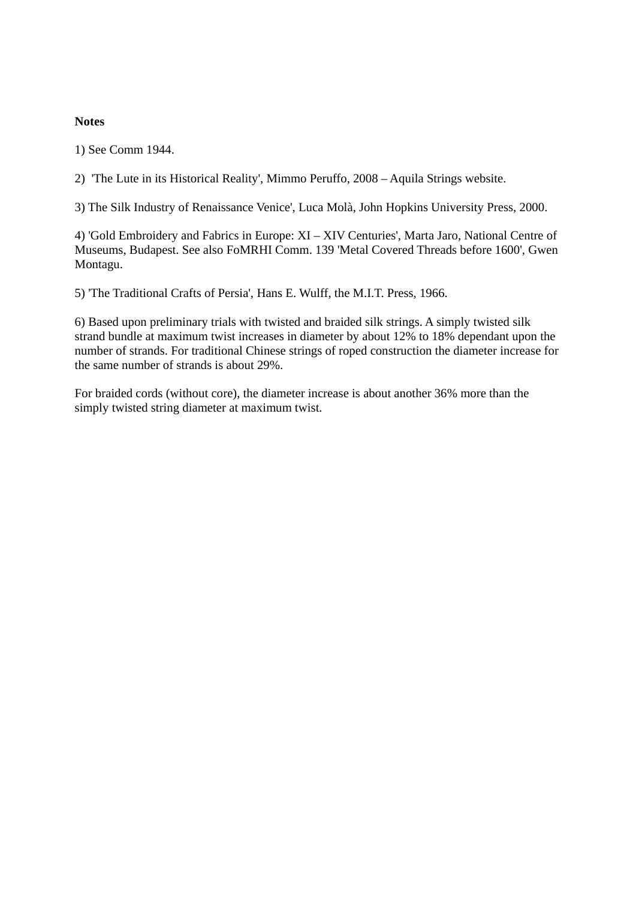**Notes**

1) See Comm 1944.

2) 'The Lute in its Historical Reality', Mimmo Peruffo, 2008 – Aquila Strings website.

3) The Silk Industry of Renaissance Venice', Luca Molà, John Hopkins University Press, 2000.

4) 'Gold Embroidery and Fabrics in Europe: XI – XIV Centuries', Marta Jaro, National Centre of Museums, Budapest. See also FoMRHI Comm. 139 'Metal Covered Threads before 1600', Gwen Montagu.

5) 'The Traditional Crafts of Persia', Hans E. Wulff, the M.I.T. Press, 1966.

6) Based upon preliminary trials with twisted and braided silk strings. A simply twisted silk strand bundle at maximum twist increases in diameter by about 12% to 18% dependant upon the number of strands. For traditional Chinese strings of roped construction the diameter increase for the same number of strands is about 29%.

For braided cords (without core), the diameter increase is about another 36% more than the simply twisted string diameter at maximum twist.